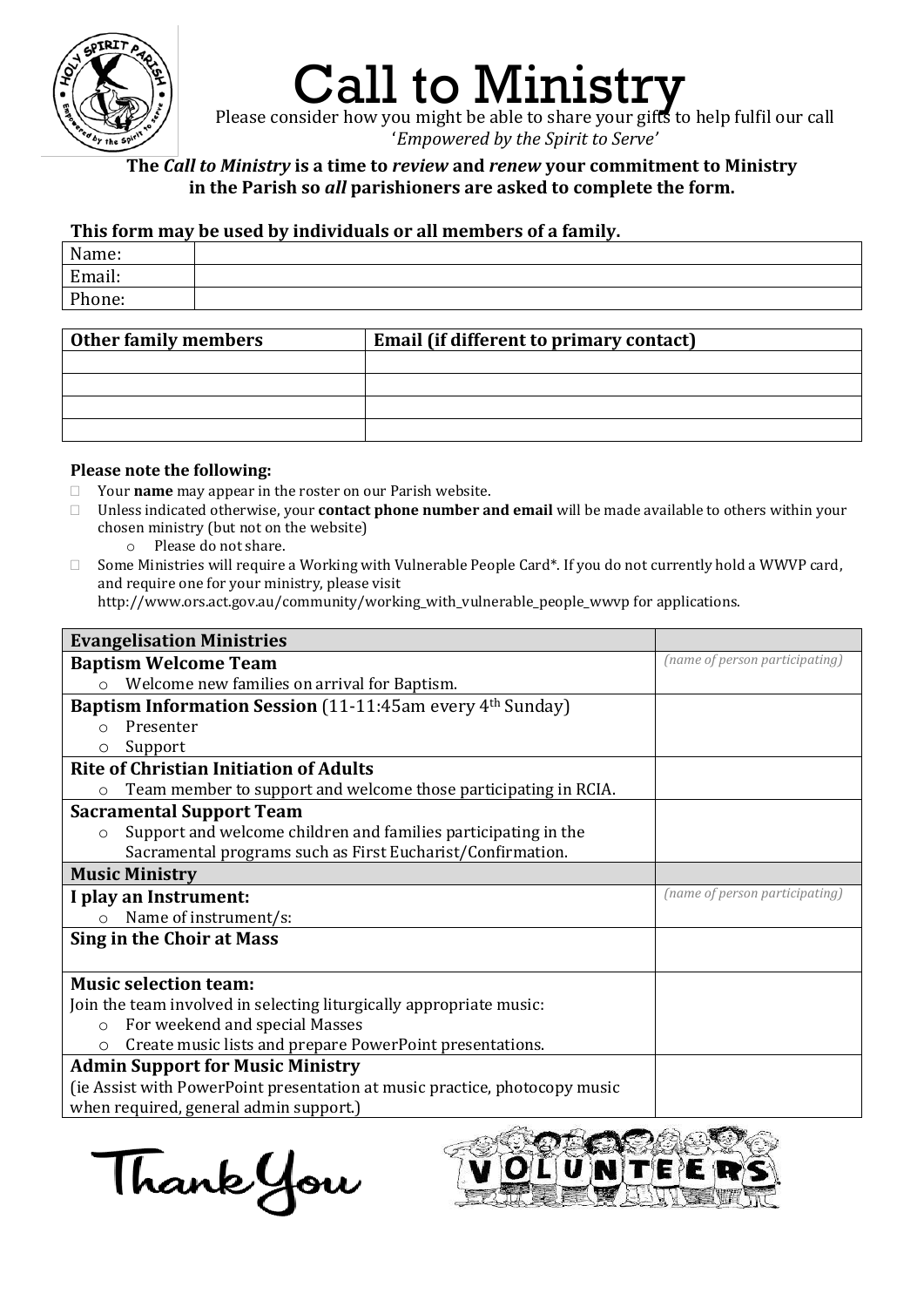# Call to Ministry

Please consider how you might be able to share your gifts to help fulfil our call
'*Empowered by the Spirit to Serve*'

**The *Call to Ministry* is a time to *review* and *renew* your commitment to Ministry in the Parish so *all* parishioners are asked to complete the form.**

**This form may be used by individuals or all members of a family.**

| | |
|---|---|
| Name: | |
| Email: | |
| Phone: | |

| **Other family members** | **Email (if different to primary contact)** |
|---|---|
| | |
| | |
| | |
| | |

**Please note the following:**

- Your **name** may appear in the roster on our Parish website.
- Unless indicated otherwise, your **contact phone number and email** will be made available to others within your chosen ministry (but not on the website)
  - Please do not share.
- Some Ministries will require a Working with Vulnerable People Card*. If you do not currently hold a WWVP card, and require one for your ministry, please visit http://www.ors.act.gov.au/community/working_with_vulnerable_people_wwvp for applications.

| **Evangelisation Ministries** | |
|---|---|
| **Baptism Welcome Team**<br>○ Welcome new families on arrival for Baptism. | *(name of person participating)* |
| **Baptism Information Session** (11-11:45am every 4th Sunday)<br>○ Presenter<br>○ Support | |
| **Rite of Christian Initiation of Adults**<br>○ Team member to support and welcome those participating in RCIA. | |
| **Sacramental Support Team**<br>○ Support and welcome children and families participating in the Sacramental programs such as First Eucharist/Confirmation. | |
| **Music Ministry** | |
| **I play an Instrument:**<br>○ Name of instrument/s: | *(name of person participating)* |
| **Sing in the Choir at Mass** | |
| **Music selection team:**<br>Join the team involved in selecting liturgically appropriate music:<br>○ For weekend and special Masses<br>○ Create music lists and prepare PowerPoint presentations. | |
| **Admin Support for Music Ministry**<br>(ie Assist with PowerPoint presentation at music practice, photocopy music when required, general admin support.) | |

Thank You

VOLUNTEERS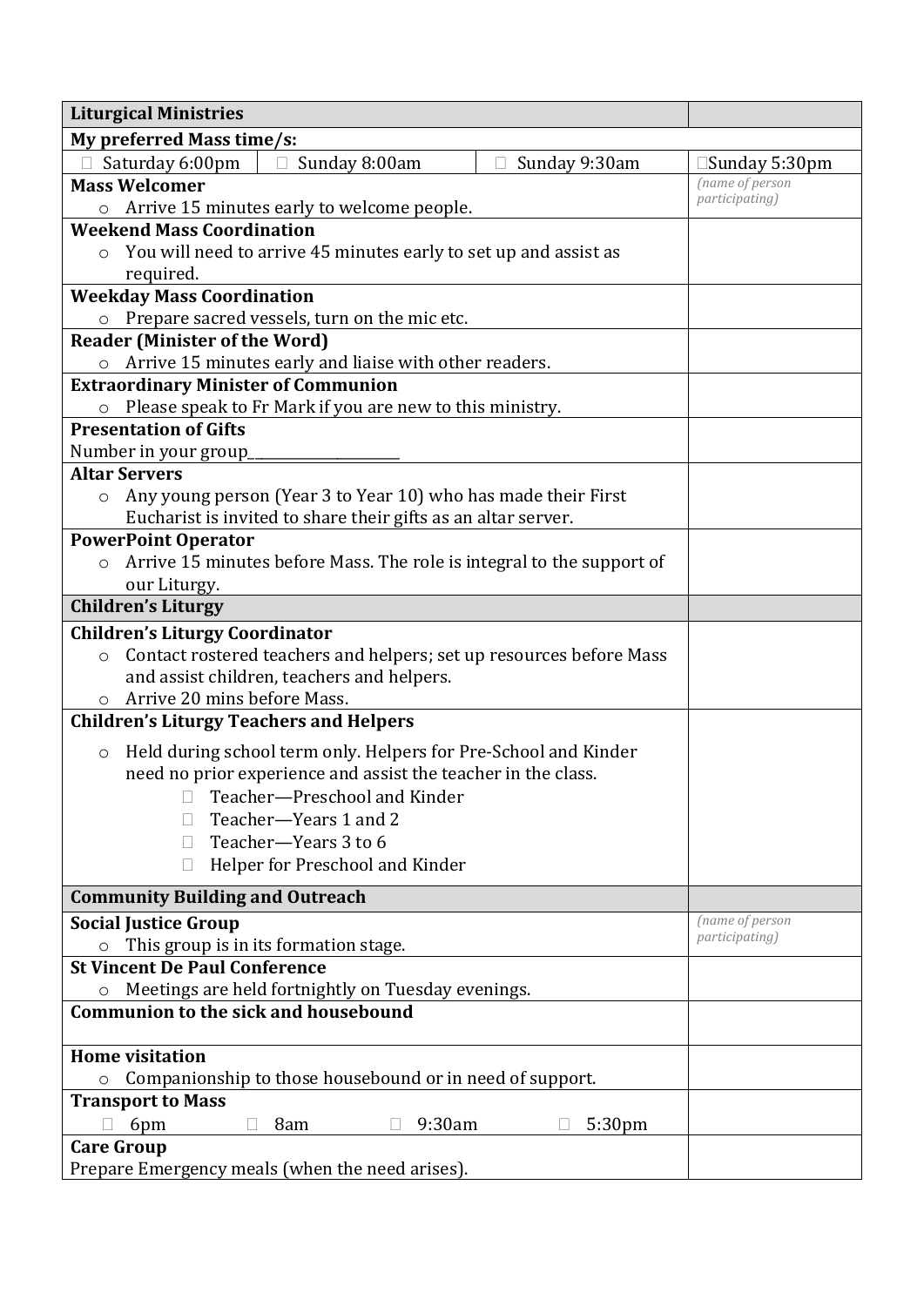| Liturgical Ministries | | | | |
|---|---|---|---|---|
| **My preferred Mass time/s:** | | | | |
| ☐ Saturday 6:00pm | ☐ Sunday 8:00am | ☐ Sunday 9:30am | | ☐Sunday 5:30pm |
| **Mass Welcomer**<br>○ Arrive 15 minutes early to welcome people. | | | | *(name of person participating)* |
| **Weekend Mass Coordination**<br>○ You will need to arrive 45 minutes early to set up and assist as required. | | | | |
| **Weekday Mass Coordination**<br>○ Prepare sacred vessels, turn on the mic etc. | | | | |
| **Reader (Minister of the Word)**<br>○ Arrive 15 minutes early and liaise with other readers. | | | | |
| **Extraordinary Minister of Communion**<br>○ Please speak to Fr Mark if you are new to this ministry. | | | | |
| **Presentation of Gifts**<br>Number in your group____________________ | | | | |
| **Altar Servers**<br>○ Any young person (Year 3 to Year 10) who has made their First Eucharist is invited to share their gifts as an altar server. | | | | |
| **PowerPoint Operator**<br>○ Arrive 15 minutes before Mass. The role is integral to the support of our Liturgy. | | | | |
| **Children's Liturgy** | | | | |
| **Children's Liturgy Coordinator**<br>○ Contact rostered teachers and helpers; set up resources before Mass and assist children, teachers and helpers.<br>○ Arrive 20 mins before Mass. | | | | |
| **Children's Liturgy Teachers and Helpers**<br>○ Held during school term only. Helpers for Pre-School and Kinder need no prior experience and assist the teacher in the class.<br>☐ Teacher—Preschool and Kinder<br>☐ Teacher—Years 1 and 2<br>☐ Teacher—Years 3 to 6<br>☐ Helper for Preschool and Kinder | | | | |
| **Community Building and Outreach** | | | | |
| **Social Justice Group**<br>○ This group is in its formation stage. | | | | *(name of person participating)* |
| **St Vincent De Paul Conference**<br>○ Meetings are held fortnightly on Tuesday evenings. | | | | |
| **Communion to the sick and housebound** | | | | |
| **Home visitation**<br>○ Companionship to those housebound or in need of support. | | | | |
| **Transport to Mass**<br>☐ 6pm ☐ 8am ☐ 9:30am ☐ 5:30pm | | | | |
| **Care Group**<br>Prepare Emergency meals (when the need arises). | | | | |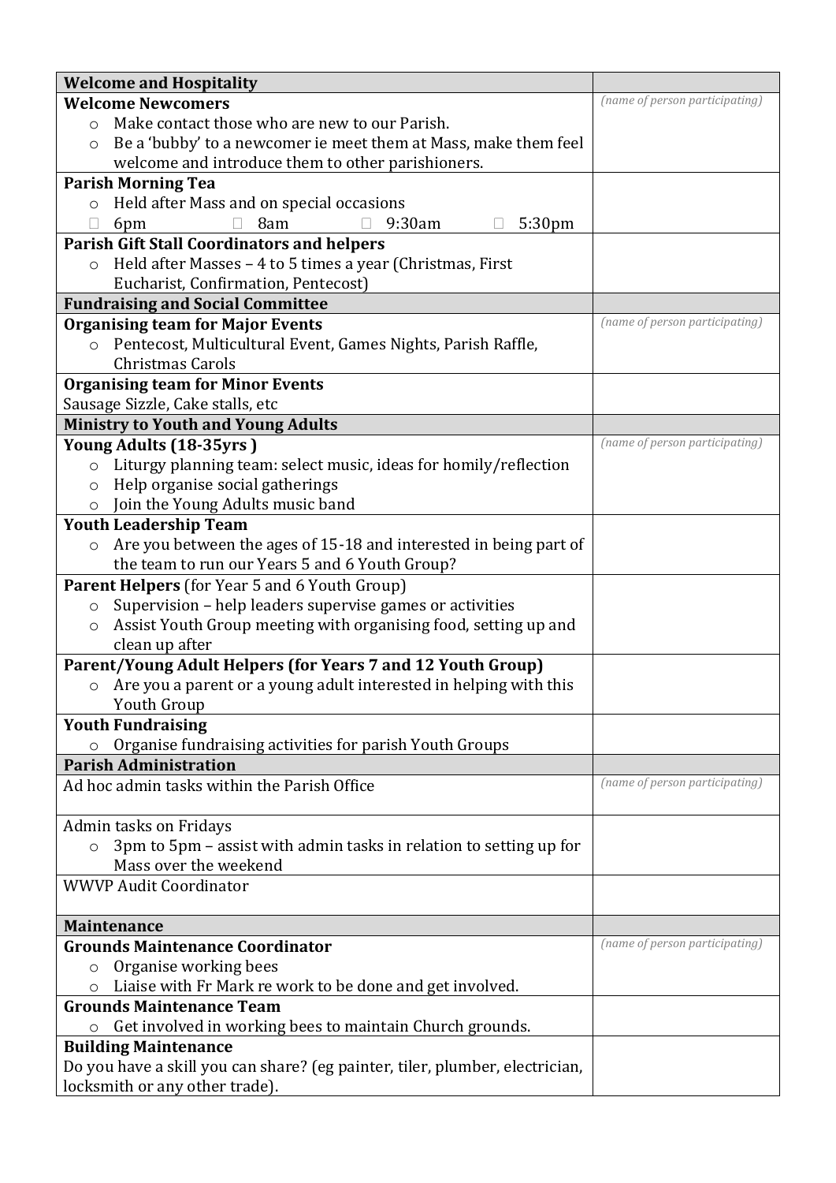| Welcome and Hospitality | |
|---|---|
| **Welcome Newcomers**<br>○ Make contact those who are new to our Parish.<br>○ Be a 'bubby' to a newcomer ie meet them at Mass, make them feel welcome and introduce them to other parishioners. | *(name of person participating)* |
| **Parish Morning Tea**<br>○ Held after Mass and on special occasions<br>☐ 6pm ☐ 8am ☐ 9:30am ☐ 5:30pm | |
| **Parish Gift Stall Coordinators and helpers**<br>○ Held after Masses – 4 to 5 times a year (Christmas, First Eucharist, Confirmation, Pentecost) | |
| **Fundraising and Social Committee** | |
| **Organising team for Major Events**<br>○ Pentecost, Multicultural Event, Games Nights, Parish Raffle, Christmas Carols | *(name of person participating)* |
| **Organising team for Minor Events**<br>Sausage Sizzle, Cake stalls, etc | |
| **Ministry to Youth and Young Adults** | |
| **Young Adults (18-35yrs )**<br>○ Liturgy planning team: select music, ideas for homily/reflection<br>○ Help organise social gatherings<br>○ Join the Young Adults music band | *(name of person participating)* |
| **Youth Leadership Team**<br>○ Are you between the ages of 15-18 and interested in being part of the team to run our Years 5 and 6 Youth Group? | |
| **Parent Helpers** (for Year 5 and 6 Youth Group)<br>○ Supervision – help leaders supervise games or activities<br>○ Assist Youth Group meeting with organising food, setting up and clean up after | |
| **Parent/Young Adult Helpers (for Years 7 and 12 Youth Group)**<br>○ Are you a parent or a young adult interested in helping with this Youth Group | |
| **Youth Fundraising**<br>○ Organise fundraising activities for parish Youth Groups | |
| **Parish Administration** | |
| Ad hoc admin tasks within the Parish Office | *(name of person participating)* |
| Admin tasks on Fridays<br>○ 3pm to 5pm – assist with admin tasks in relation to setting up for Mass over the weekend | |
| WWVP Audit Coordinator | |
| **Maintenance** | |
| **Grounds Maintenance Coordinator**<br>○ Organise working bees<br>○ Liaise with Fr Mark re work to be done and get involved. | *(name of person participating)* |
| **Grounds Maintenance Team**<br>○ Get involved in working bees to maintain Church grounds. | |
| **Building Maintenance**<br>Do you have a skill you can share? (eg painter, tiler, plumber, electrician, locksmith or any other trade). | |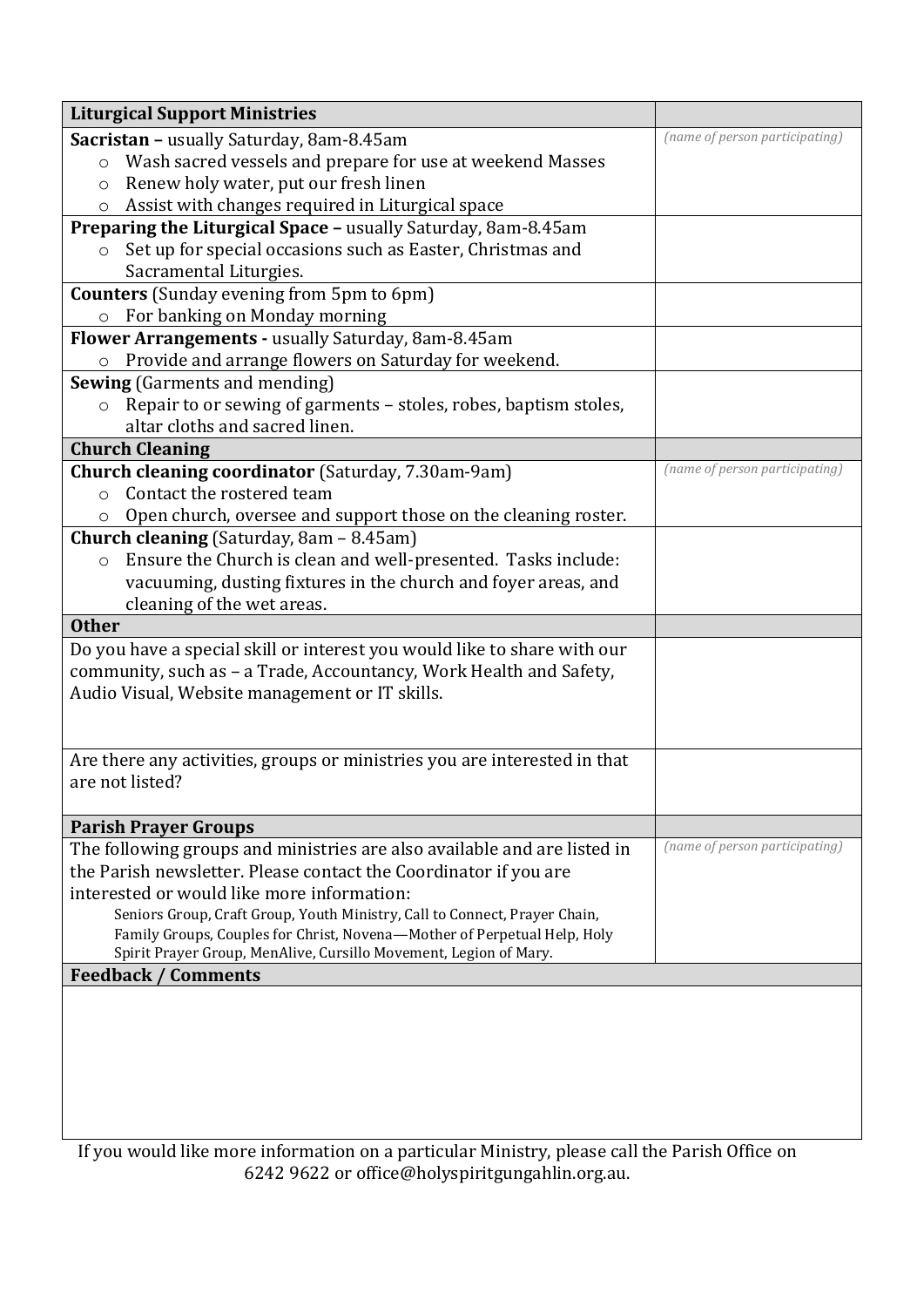| **Liturgical Support Ministries** | |
|---|---|
| **Sacristan –** usually Saturday, 8am-8.45am<br>○ Wash sacred vessels and prepare for use at weekend Masses<br>○ Renew holy water, put our fresh linen<br>○ Assist with changes required in Liturgical space | *(name of person participating)* |
| **Preparing the Liturgical Space –** usually Saturday, 8am-8.45am<br>○ Set up for special occasions such as Easter, Christmas and Sacramental Liturgies. | |
| **Counters** (Sunday evening from 5pm to 6pm)<br>○ For banking on Monday morning | |
| **Flower Arrangements -** usually Saturday, 8am-8.45am<br>○ Provide and arrange flowers on Saturday for weekend. | |
| **Sewing** (Garments and mending)<br>○ Repair to or sewing of garments – stoles, robes, baptism stoles, altar cloths and sacred linen. | |
| **Church Cleaning** | |
| **Church cleaning coordinator** (Saturday, 7.30am-9am)<br>○ Contact the rostered team<br>○ Open church, oversee and support those on the cleaning roster. | *(name of person participating)* |
| **Church cleaning** (Saturday, 8am – 8.45am)<br>○ Ensure the Church is clean and well-presented. Tasks include: vacuuming, dusting fixtures in the church and foyer areas, and cleaning of the wet areas. | |
| **Other** | |
| Do you have a special skill or interest you would like to share with our community, such as – a Trade, Accountancy, Work Health and Safety, Audio Visual, Website management or IT skills. | |
| Are there any activities, groups or ministries you are interested in that are not listed? | |
| **Parish Prayer Groups** | |
| The following groups and ministries are also available and are listed in the Parish newsletter. Please contact the Coordinator if you are interested or would like more information:<br>Seniors Group, Craft Group, Youth Ministry, Call to Connect, Prayer Chain, Family Groups, Couples for Christ, Novena—Mother of Perpetual Help, Holy Spirit Prayer Group, MenAlive, Cursillo Movement, Legion of Mary. | *(name of person participating)* |
| **Feedback / Comments** | |
| | |

If you would like more information on a particular Ministry, please call the Parish Office on 6242 9622 or office@holyspiritgungahlin.org.au.